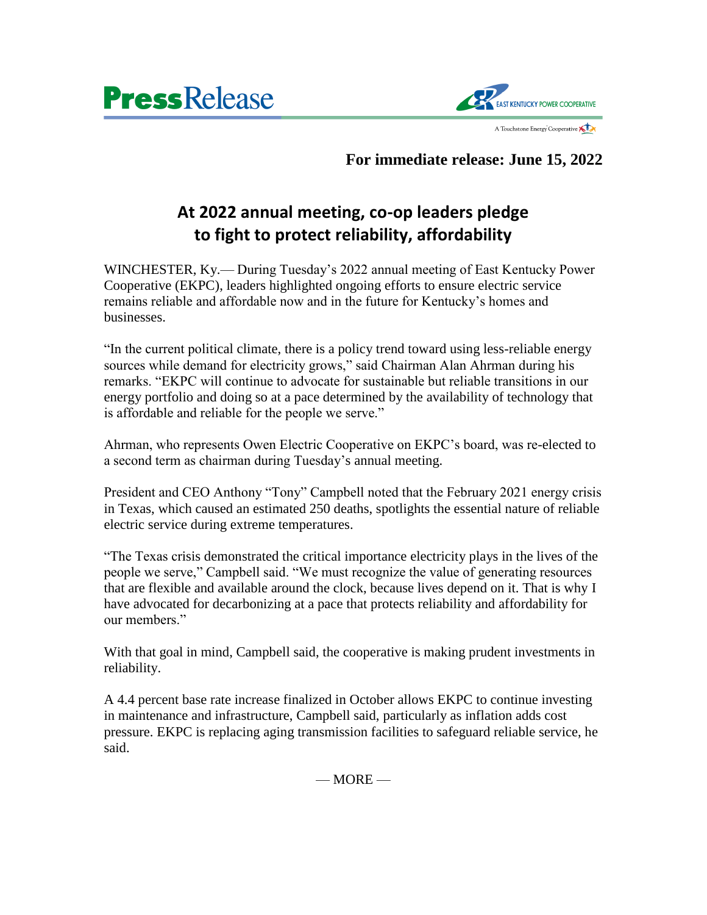**PressRelease**

EAST KENTUCKY POWER COOPERATIVE

A Touchstone Energy Cooperative

**For immediate release: June 15, 2022**

# At 2022 annual meeting, co-op leaders pledge to fight to protect reliability, affordability

WINCHESTER, Ky.— During Tuesday's 2022 annual meeting of East Kentucky Power Cooperative (EKPC), leaders highlighted ongoing efforts to ensure electric service remains reliable and affordable now and in the future for Kentucky's homes and businesses.

"In the current political climate, there is a policy trend toward using less-reliable energy sources while demand for electricity grows," said Chairman Alan Ahrman during his remarks. "EKPC will continue to advocate for sustainable but reliable transitions in our energy portfolio and doing so at a pace determined by the availability of technology that is affordable and reliable for the people we serve."

Ahrman, who represents Owen Electric Cooperative on EKPC's board, was re-elected to a second term as chairman during Tuesday's annual meeting.

President and CEO Anthony "Tony" Campbell noted that the February 2021 energy crisis in Texas, which caused an estimated 250 deaths, spotlights the essential nature of reliable electric service during extreme temperatures.

"The Texas crisis demonstrated the critical importance electricity plays in the lives of the people we serve," Campbell said. "We must recognize the value of generating resources that are flexible and available around the clock, because lives depend on it. That is why I have advocated for decarbonizing at a pace that protects reliability and affordability for our members."

With that goal in mind, Campbell said, the cooperative is making prudent investments in reliability.

A 4.4 percent base rate increase finalized in October allows EKPC to continue investing in maintenance and infrastructure, Campbell said, particularly as inflation adds cost pressure. EKPC is replacing aging transmission facilities to safeguard reliable service, he said.

— MORE —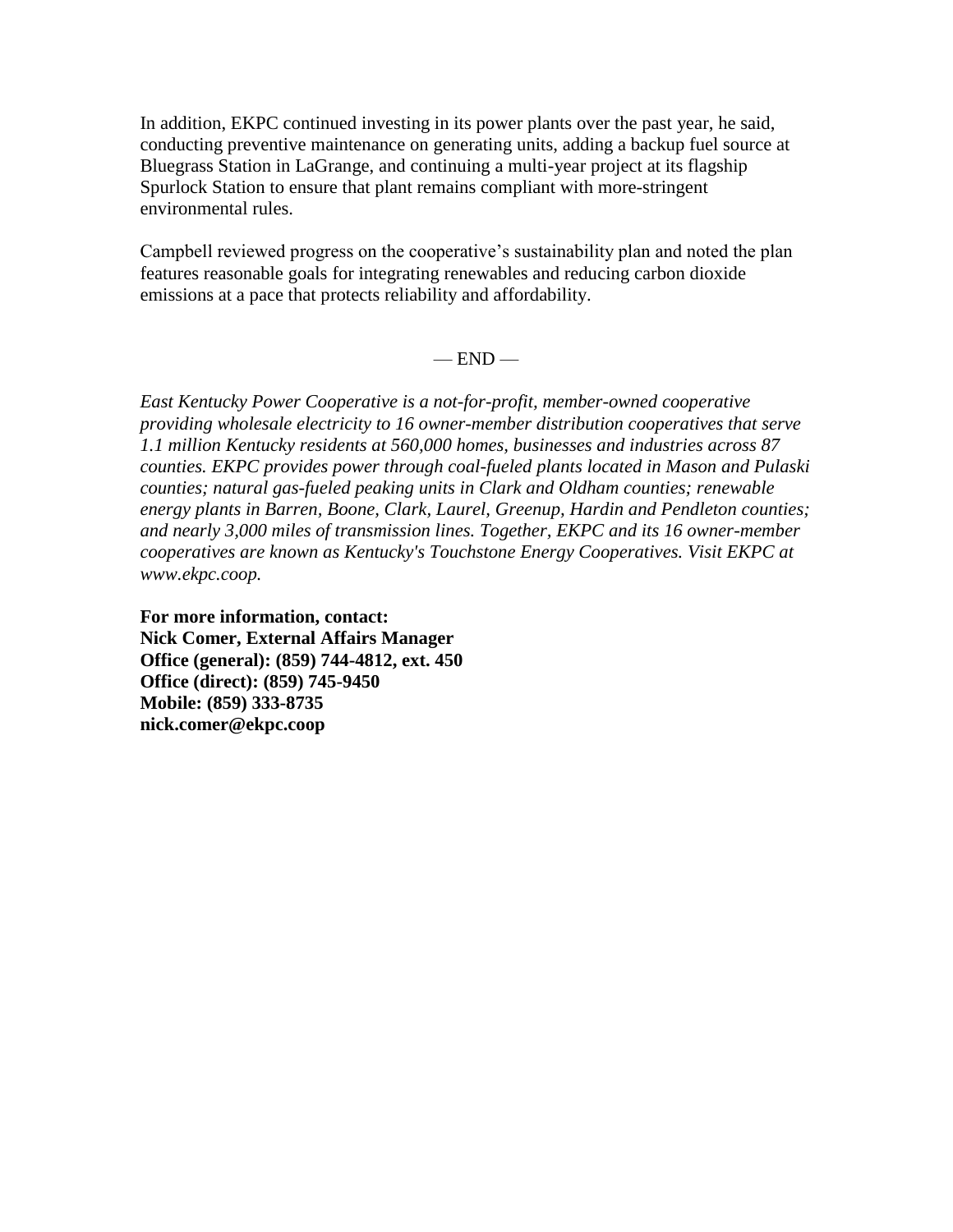In addition, EKPC continued investing in its power plants over the past year, he said, conducting preventive maintenance on generating units, adding a backup fuel source at Bluegrass Station in LaGrange, and continuing a multi-year project at its flagship Spurlock Station to ensure that plant remains compliant with more-stringent environmental rules.

Campbell reviewed progress on the cooperative's sustainability plan and noted the plan features reasonable goals for integrating renewables and reducing carbon dioxide emissions at a pace that protects reliability and affordability.

— END —

*East Kentucky Power Cooperative is a not-for-profit, member-owned cooperative providing wholesale electricity to 16 owner-member distribution cooperatives that serve 1.1 million Kentucky residents at 560,000 homes, businesses and industries across 87 counties. EKPC provides power through coal-fueled plants located in Mason and Pulaski counties; natural gas-fueled peaking units in Clark and Oldham counties; renewable energy plants in Barren, Boone, Clark, Laurel, Greenup, Hardin and Pendleton counties; and nearly 3,000 miles of transmission lines. Together, EKPC and its 16 owner-member cooperatives are known as Kentucky's Touchstone Energy Cooperatives. Visit EKPC at www.ekpc.coop.*

**For more information, contact:**
**Nick Comer, External Affairs Manager**
**Office (general): (859) 744-4812, ext. 450**
**Office (direct): (859) 745-9450**
**Mobile: (859) 333-8735**
**nick.comer@ekpc.coop**